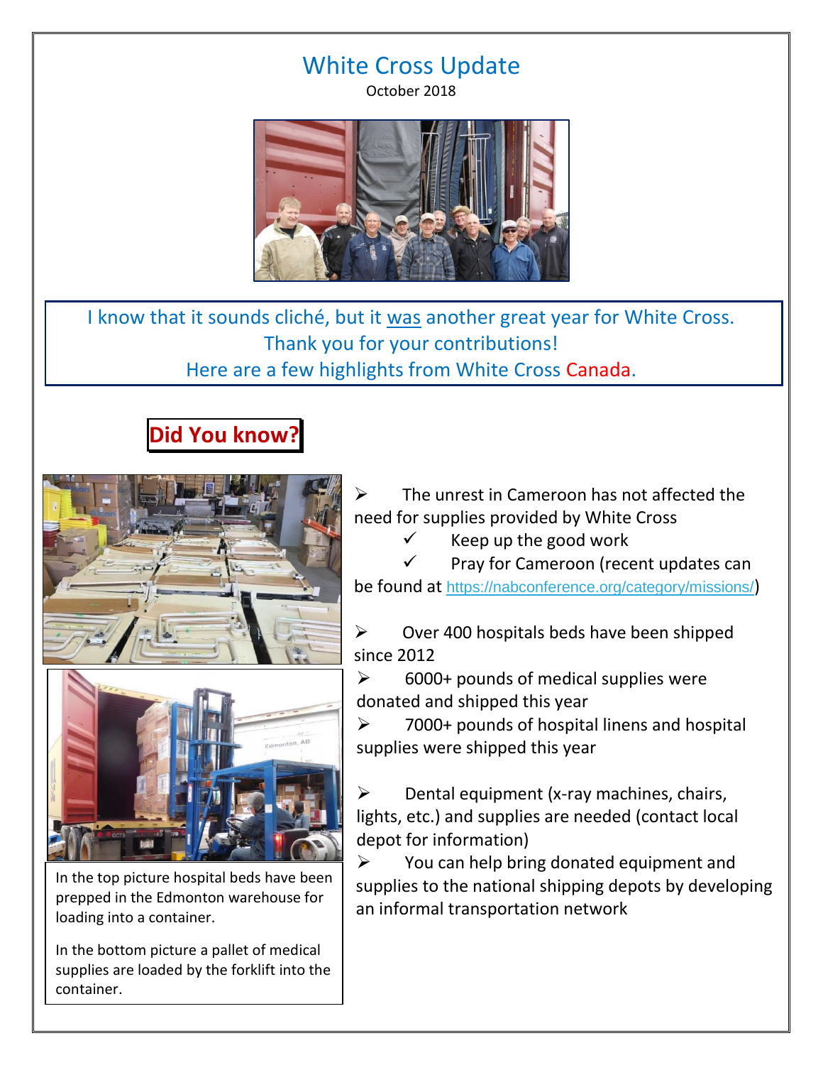# White Cross Update

October 2018

I know that it sounds cliché, but it was another great year for White Cross.
Thank you for your contributions!
Here are a few highlights from White Cross Canada.

## Did You know?

- The unrest in Cameroon has not affected the need for supplies provided by White Cross
  - ✓ Keep up the good work
  - ✓ Pray for Cameroon (recent updates can be found at https://nabconference.org/category/missions/)
- Over 400 hospitals beds have been shipped since 2012
- 6000+ pounds of medical supplies were donated and shipped this year
- 7000+ pounds of hospital linens and hospital supplies were shipped this year
- Dental equipment (x-ray machines, chairs, lights, etc.) and supplies are needed (contact local depot for information)
- You can help bring donated equipment and supplies to the national shipping depots by developing an informal transportation network

In the top picture hospital beds have been prepped in the Edmonton warehouse for loading into a container.

In the bottom picture a pallet of medical supplies are loaded by the forklift into the container.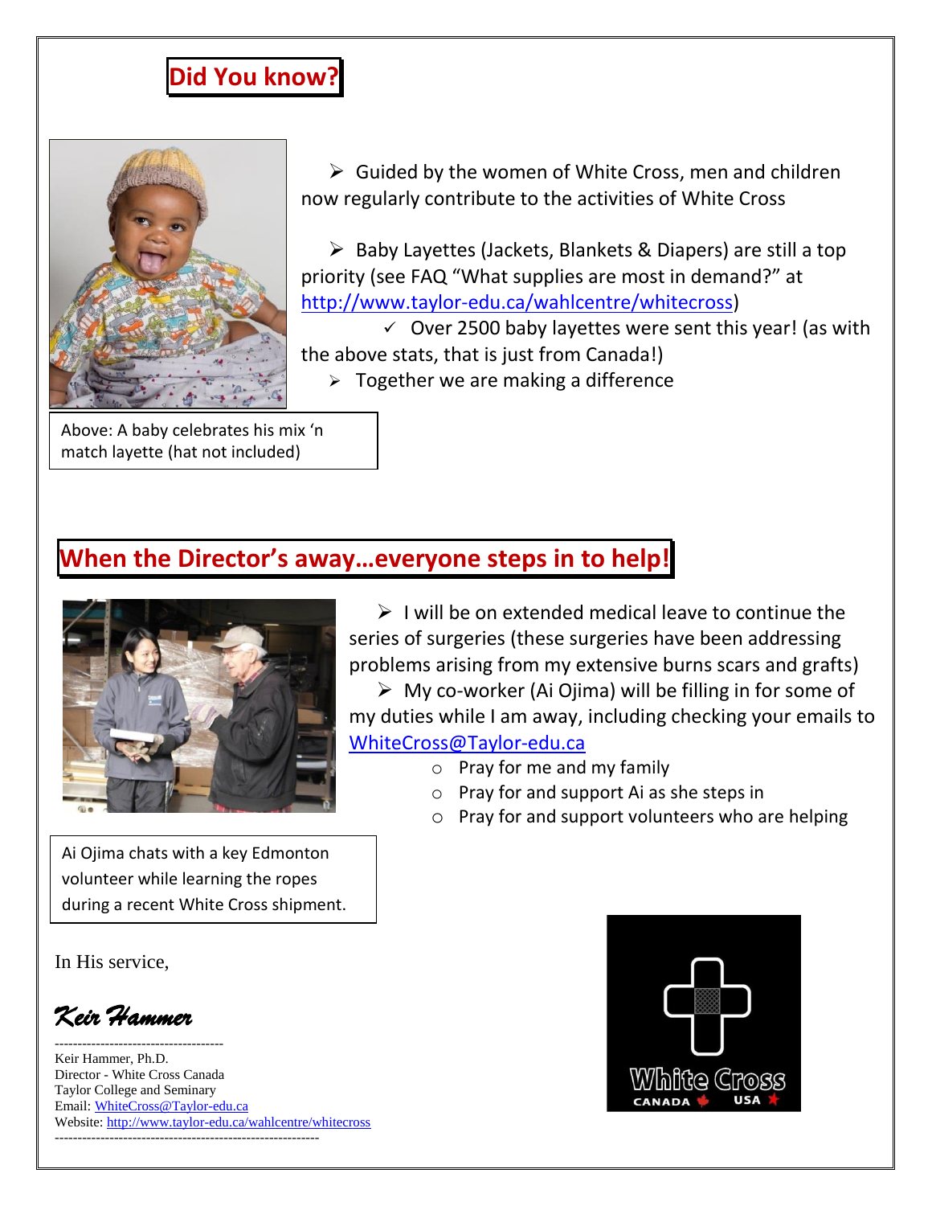## Did You know?

- Guided by the women of White Cross, men and children now regularly contribute to the activities of White Cross
- Baby Layettes (Jackets, Blankets & Diapers) are still a top priority (see FAQ "What supplies are most in demand?" at http://www.taylor-edu.ca/wahlcentre/whitecross)
  - ✓ Over 2500 baby layettes were sent this year! (as with the above stats, that is just from Canada!)
- Together we are making a difference

Above: A baby celebrates his mix 'n match layette (hat not included)

## When the Director's away…everyone steps in to help!

- I will be on extended medical leave to continue the series of surgeries (these surgeries have been addressing problems arising from my extensive burns scars and grafts)
- My co-worker (Ai Ojima) will be filling in for some of my duties while I am away, including checking your emails to WhiteCross@Taylor-edu.ca
  - Pray for me and my family
  - Pray for and support Ai as she steps in
  - Pray for and support volunteers who are helping

Ai Ojima chats with a key Edmonton volunteer while learning the ropes during a recent White Cross shipment.

In His service,

*Keir Hammer*

--------------------------------------

Keir Hammer, Ph.D.
Director - White Cross Canada
Taylor College and Seminary
Email: WhiteCross@Taylor-edu.ca
Website: http://www.taylor-edu.ca/wahlcentre/whitecross

----------------------------------------------------------

White Cross
CANADA USA